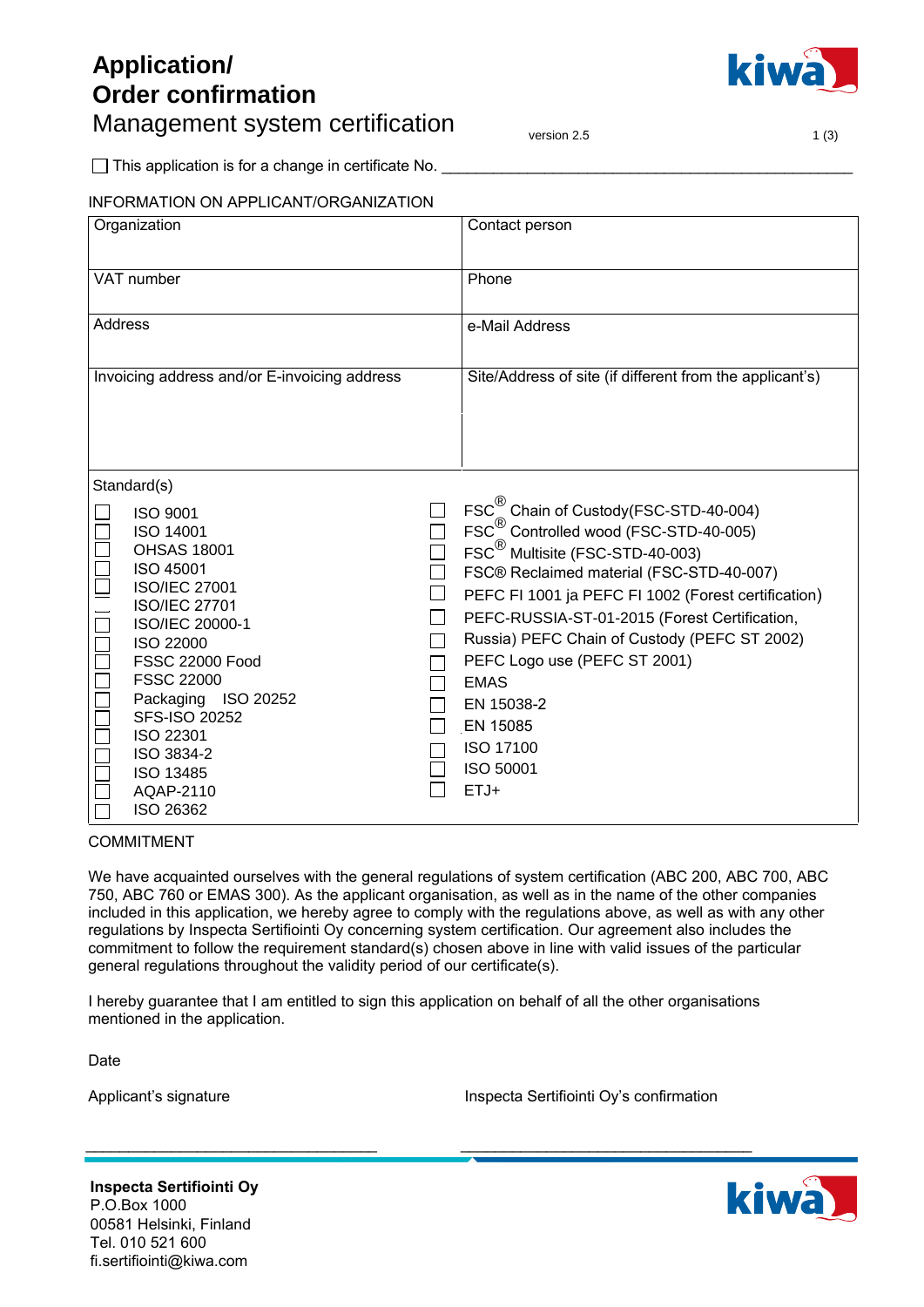# Application/ Order confirmation

## Management system certification

version 2.5

☐ This application is for a change in certificate No. ______________________________________________

INFORMATION ON APPLICANT/ORGANIZATION

| Organization | Contact person |
|---|---|
| VAT number | Phone |
| Address | e-Mail Address |
| Invoicing address and/or E-invoicing address | Site/Address of site (if different from the applicant's) |

Standard(s)

| | |
|---|---|
| ☐ ISO 9001 | ☐ FSC® Chain of Custody(FSC-STD-40-004) |
| ☐ ISO 14001 | ☐ FSC® Controlled wood (FSC-STD-40-005) |
| ☐ OHSAS 18001 | ☐ FSC® Multisite (FSC-STD-40-003) |
| ☐ ISO 45001 | ☐ FSC® Reclaimed material (FSC-STD-40-007) |
| ☐ ISO/IEC 27001 | ☐ PEFC FI 1001 ja PEFC FI 1002 (Forest certification) |
| ☐ ISO/IEC 27701 | ☐ PEFC-RUSSIA-ST-01-2015 (Forest Certification, Russia) PEFC Chain of Custody (PEFC ST 2002) |
| ☐ ISO/IEC 20000-1 | ☐ PEFC Logo use (PEFC ST 2001) |
| ☐ ISO 22000 | ☐ EMAS |
| ☐ FSSC 22000 Food | ☐ EN 15038-2 |
| ☐ FSSC 22000 | ☐ EN 15085 |
| ☐ Packaging ISO 20252 | ☐ ISO 17100 |
| ☐ SFS-ISO 20252 | ☐ ISO 50001 |
| ☐ ISO 22301 | ☐ ETJ+ |
| ☐ ISO 3834-2 | |
| ☐ ISO 13485 | |
| ☐ AQAP-2110 | |
| ☐ ISO 26362 | |

COMMITMENT

We have acquainted ourselves with the general regulations of system certification (ABC 200, ABC 700, ABC 750, ABC 760 or EMAS 300). As the applicant organisation, as well as in the name of the other companies included in this application, we hereby agree to comply with the regulations above, as well as with any other regulations by Inspecta Sertifiointi Oy concerning system certification. Our agreement also includes the commitment to follow the requirement standard(s) chosen above in line with valid issues of the particular general regulations throughout the validity period of our certificate(s).

I hereby guarantee that I am entitled to sign this application on behalf of all the other organisations mentioned in the application.

Date

Applicant's signature

Inspecta Sertifiointi Oy's confirmation

_________________________________ _________________________________

**Inspecta Sertifiointi Oy**
P.O.Box 1000
00581 Helsinki, Finland
Tel. 010 521 600
fi.sertifiointi@kiwa.com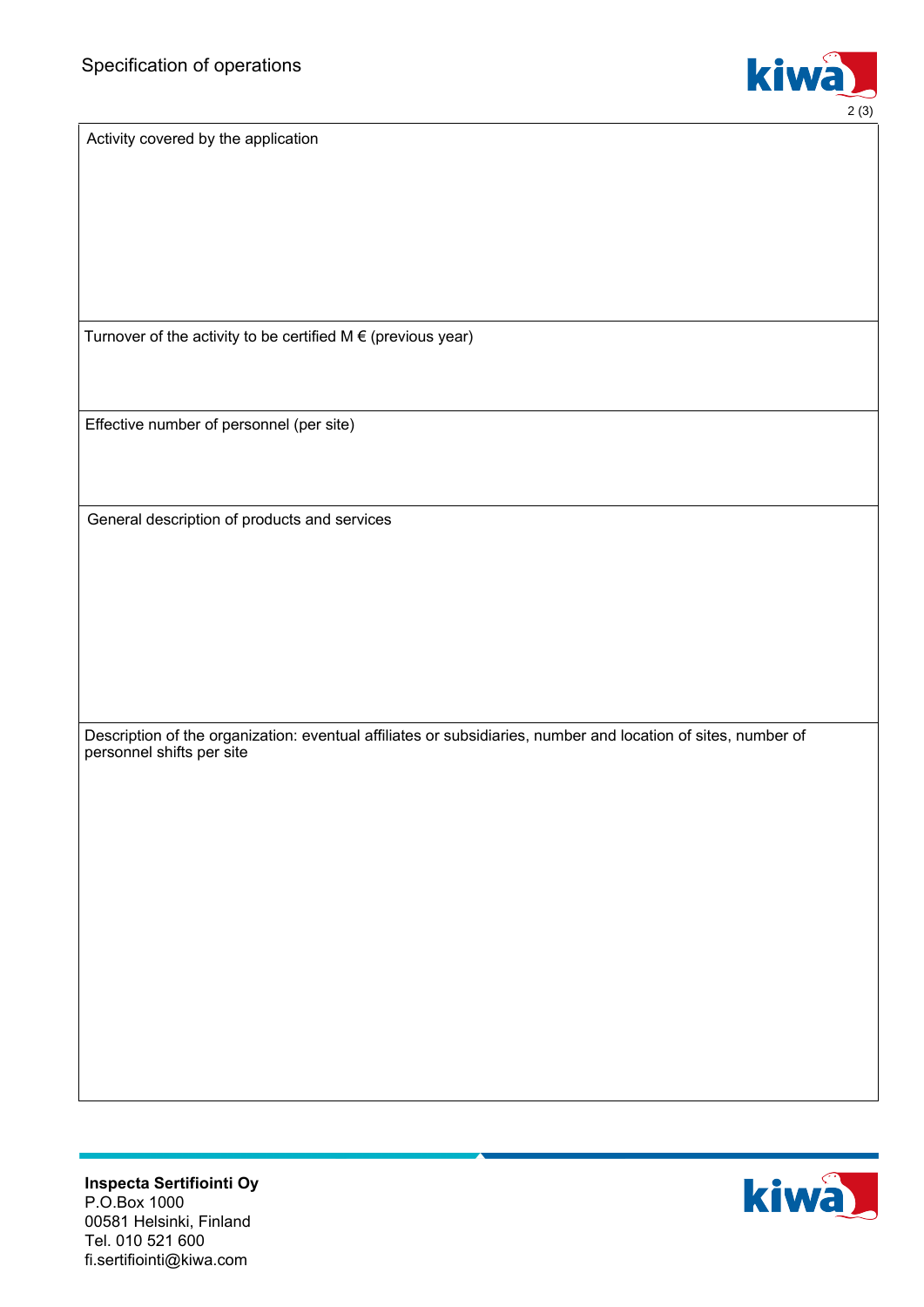# Specification of operations

| Activity covered by the application |
| --- |
| |

| Turnover of the activity to be certified M € (previous year) |
| --- |
| |

| Effective number of personnel (per site) |
| --- |
| |

| General description of products and services |
| --- |
| |

| Description of the organization: eventual affiliates or subsidiaries, number and location of sites, number of personnel shifts per site |
| --- |
| |

**Inspecta Sertifiointi Oy**
P.O.Box 1000
00581 Helsinki, Finland
Tel. 010 521 600
fi.sertifiointi@kiwa.com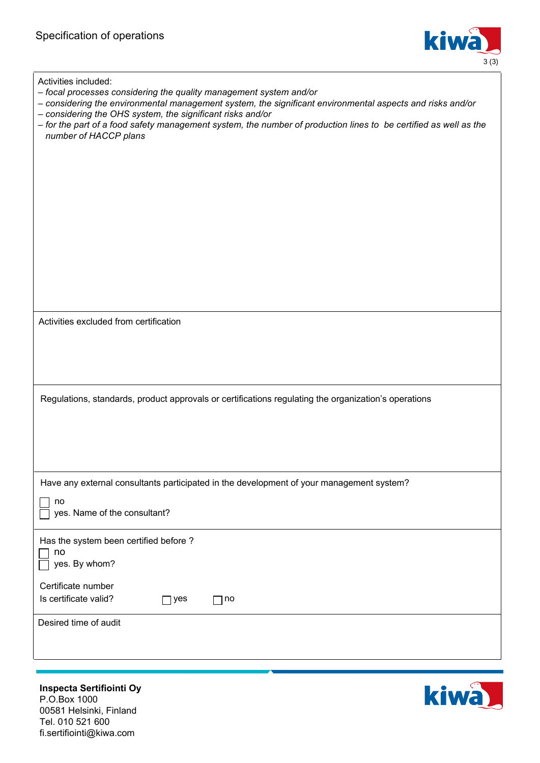# Specification of operations

Activities included:

- *focal processes considering the quality management system and/or*
- *considering the environmental management system, the significant environmental aspects and risks and/or*
- *considering the OHS system, the significant risks and/or*
- *for the part of a food safety management system, the number of production lines to be certified as well as the number of HACCP plans*

Activities excluded from certification

Regulations, standards, product approvals or certifications regulating the organization's operations

Have any external consultants participated in the development of your management system?

☐ no
☐ yes. Name of the consultant?

Has the system been certified before ?
☐ no
☐ yes. By whom?

Certificate number
Is certificate valid? ☐ yes ☐ no

Desired time of audit

**Inspecta Sertifiointi Oy**
P.O.Box 1000
00581 Helsinki, Finland
Tel. 010 521 600
fi.sertifiointi@kiwa.com